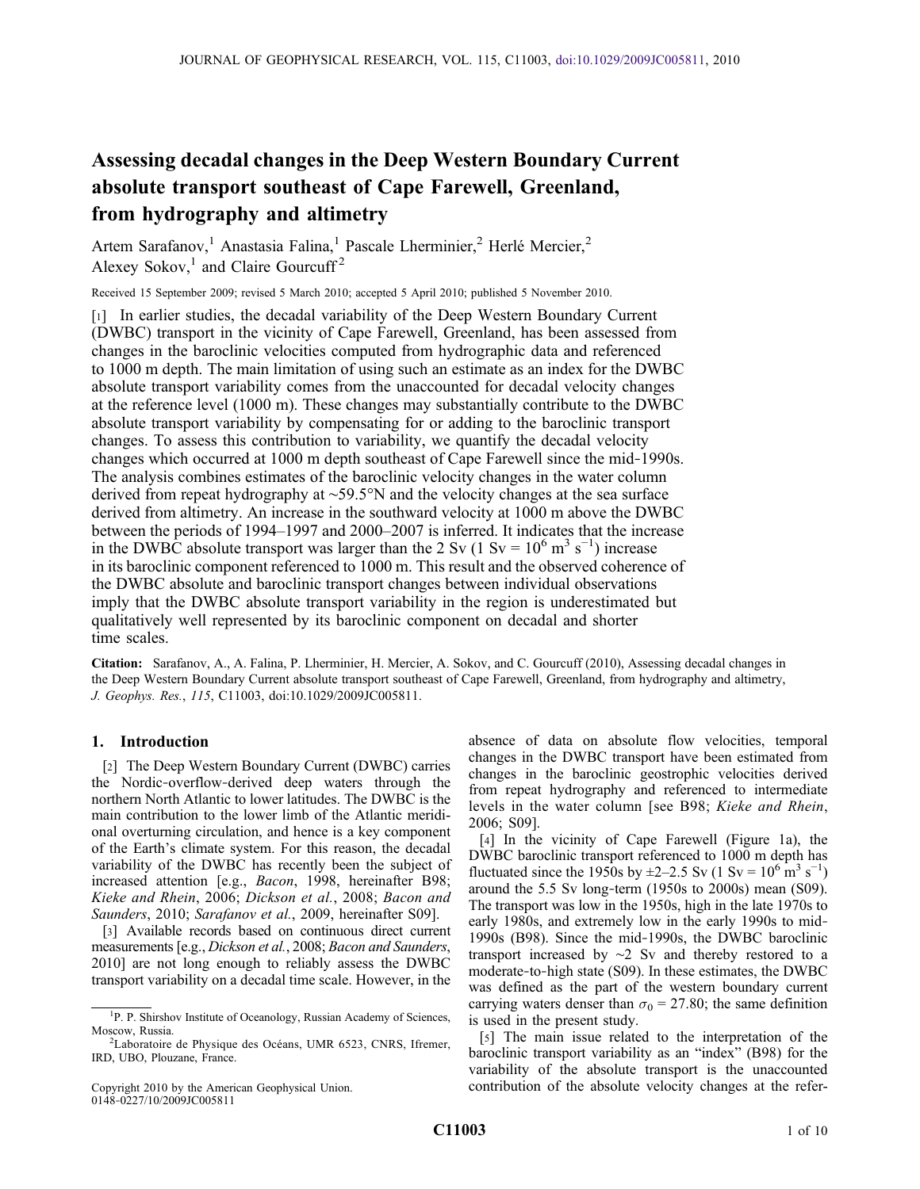# Assessing decadal changes in the Deep Western Boundary Current absolute transport southeast of Cape Farewell, Greenland, from hydrography and altimetry

Artem Sarafanov,[1] Anastasia Falina,[1] Pascale Lherminier,[2] Herlé Mercier,[2] Alexey Sokov,[1] and Claire Gourcuff[2]

Received 15 September 2009; revised 5 March 2010; accepted 5 April 2010; published 5 November 2010.

[1] In earlier studies, the decadal variability of the Deep Western Boundary Current (DWBC) transport in the vicinity of Cape Farewell, Greenland, has been assessed from changes in the baroclinic velocities computed from hydrographic data and referenced to 1000 m depth. The main limitation of using such an estimate as an index for the DWBC absolute transport variability comes from the unaccounted for decadal velocity changes at the reference level (1000 m). These changes may substantially contribute to the DWBC absolute transport variability by compensating for or adding to the baroclinic transport changes. To assess this contribution to variability, we quantify the decadal velocity changes which occurred at 1000 m depth southeast of Cape Farewell since the mid-1990s. The analysis combines estimates of the baroclinic velocity changes in the water column derived from repeat hydrography at ~59.5°N and the velocity changes at the sea surface derived from altimetry. An increase in the southward velocity at 1000 m above the DWBC between the periods of 1994–1997 and 2000–2007 is inferred. It indicates that the increase in the DWBC absolute transport was larger than the 2 Sv (1 Sv = $10^6$ m$^3$ s$^{-1}$) increase in its baroclinic component referenced to 1000 m. This result and the observed coherence of the DWBC absolute and baroclinic transport changes between individual observations imply that the DWBC absolute transport variability in the region is underestimated but qualitatively well represented by its baroclinic component on decadal and shorter time scales.

**Citation:** Sarafanov, A., A. Falina, P. Lherminier, H. Mercier, A. Sokov, and C. Gourcuff (2010), Assessing decadal changes in the Deep Western Boundary Current absolute transport southeast of Cape Farewell, Greenland, from hydrography and altimetry, *J. Geophys. Res.*, *115*, C11003, doi:10.1029/2009JC005811.

## 1. Introduction

[2] The Deep Western Boundary Current (DWBC) carries the Nordic-overflow-derived deep waters through the northern North Atlantic to lower latitudes. The DWBC is the main contribution to the lower limb of the Atlantic meridional overturning circulation, and hence is a key component of the Earth's climate system. For this reason, the decadal variability of the DWBC has recently been the subject of increased attention [e.g., *Bacon*, 1998, hereinafter B98; *Kieke and Rhein*, 2006; *Dickson et al.*, 2008; *Bacon and Saunders*, 2010; *Sarafanov et al.*, 2009, hereinafter S09].

[3] Available records based on continuous direct current measurements [e.g., *Dickson et al.*, 2008; *Bacon and Saunders*, 2010] are not long enough to reliably assess the DWBC transport variability on a decadal time scale. However, in the absence of data on absolute flow velocities, temporal changes in the DWBC transport have been estimated from changes in the baroclinic geostrophic velocities derived from repeat hydrography and referenced to intermediate levels in the water column [see B98; *Kieke and Rhein*, 2006; S09].

[4] In the vicinity of Cape Farewell (Figure 1a), the DWBC baroclinic transport referenced to 1000 m depth has fluctuated since the 1950s by ±2–2.5 Sv (1 Sv = $10^6$ m$^3$ s$^{-1}$) around the 5.5 Sv long-term (1950s to 2000s) mean (S09). The transport was low in the 1950s, high in the late 1970s to early 1980s, and extremely low in the early 1990s to mid-1990s (B98). Since the mid-1990s, the DWBC baroclinic transport increased by ~2 Sv and thereby restored to a moderate-to-high state (S09). In these estimates, the DWBC was defined as the part of the western boundary current carrying waters denser than $\sigma_0$ = 27.80; the same definition is used in the present study.

[5] The main issue related to the interpretation of the baroclinic transport variability as an "index" (B98) for the variability of the absolute transport is the unaccounted contribution of the absolute velocity changes at the refer-

[1] P. P. Shirshov Institute of Oceanology, Russian Academy of Sciences, Moscow, Russia.

[2] Laboratoire de Physique des Océans, UMR 6523, CNRS, Ifremer, IRD, UBO, Plouzane, France.

Copyright 2010 by the American Geophysical Union.
0148-0227/10/2009JC005811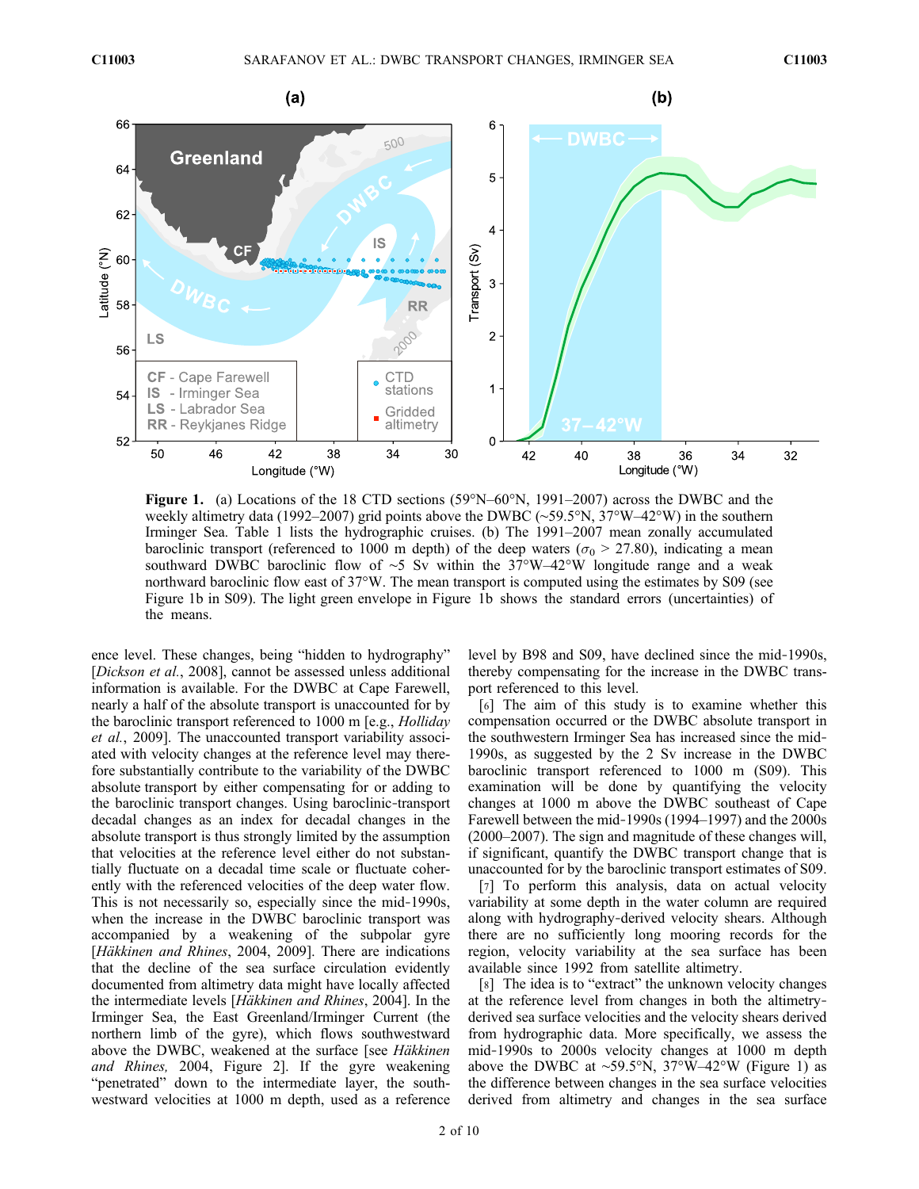**Figure 1.** (a) Locations of the 18 CTD sections (59°N–60°N, 1991–2007) across the DWBC and the weekly altimetry data (1992–2007) grid points above the DWBC (~59.5°N, 37°W–42°W) in the southern Irminger Sea. Table 1 lists the hydrographic cruises. (b) The 1991–2007 mean zonally accumulated baroclinic transport (referenced to 1000 m depth) of the deep waters ($\sigma_0$ > 27.80), indicating a mean southward DWBC baroclinic flow of ~5 Sv within the 37°W–42°W longitude range and a weak northward baroclinic flow east of 37°W. The mean transport is computed using the estimates by S09 (see Figure 1b in S09). The light green envelope in Figure 1b shows the standard errors (uncertainties) of the means.

ence level. These changes, being "hidden to hydrography" [*Dickson et al.*, 2008], cannot be assessed unless additional information is available. For the DWBC at Cape Farewell, nearly a half of the absolute transport is unaccounted for by the baroclinic transport referenced to 1000 m [e.g., *Holliday et al.*, 2009]. The unaccounted transport variability associated with velocity changes at the reference level may therefore substantially contribute to the variability of the DWBC absolute transport by either compensating for or adding to the baroclinic transport changes. Using baroclinic-transport decadal changes as an index for decadal changes in the absolute transport is thus strongly limited by the assumption that velocities at the reference level either do not substantially fluctuate on a decadal time scale or fluctuate coherently with the referenced velocities of the deep water flow. This is not necessarily so, especially since the mid-1990s, when the increase in the DWBC baroclinic transport was accompanied by a weakening of the subpolar gyre [*Häkkinen and Rhines*, 2004, 2009]. There are indications that the decline of the sea surface circulation evidently documented from altimetry data might have locally affected the intermediate levels [*Häkkinen and Rhines*, 2004]. In the Irminger Sea, the East Greenland/Irminger Current (the northern limb of the gyre), which flows southwestward above the DWBC, weakened at the surface [see *Häkkinen and Rhines,* 2004, Figure 2]. If the gyre weakening "penetrated" down to the intermediate layer, the southwestward velocities at 1000 m depth, used as a reference level by B98 and S09, have declined since the mid-1990s, thereby compensating for the increase in the DWBC transport referenced to this level.

[6] The aim of this study is to examine whether this compensation occurred or the DWBC absolute transport in the southwestern Irminger Sea has increased since the mid-1990s, as suggested by the 2 Sv increase in the DWBC baroclinic transport referenced to 1000 m (S09). This examination will be done by quantifying the velocity changes at 1000 m above the DWBC southeast of Cape Farewell between the mid-1990s (1994–1997) and the 2000s (2000–2007). The sign and magnitude of these changes will, if significant, quantify the DWBC transport change that is unaccounted for by the baroclinic transport estimates of S09.

[7] To perform this analysis, data on actual velocity variability at some depth in the water column are required along with hydrography-derived velocity shears. Although there are no sufficiently long mooring records for the region, velocity variability at the sea surface has been available since 1992 from satellite altimetry.

[8] The idea is to "extract" the unknown velocity changes at the reference level from changes in both the altimetry-derived sea surface velocities and the velocity shears derived from hydrographic data. More specifically, we assess the mid-1990s to 2000s velocity changes at 1000 m depth above the DWBC at ~59.5°N, 37°W–42°W (Figure 1) as the difference between changes in the sea surface velocities derived from altimetry and changes in the sea surface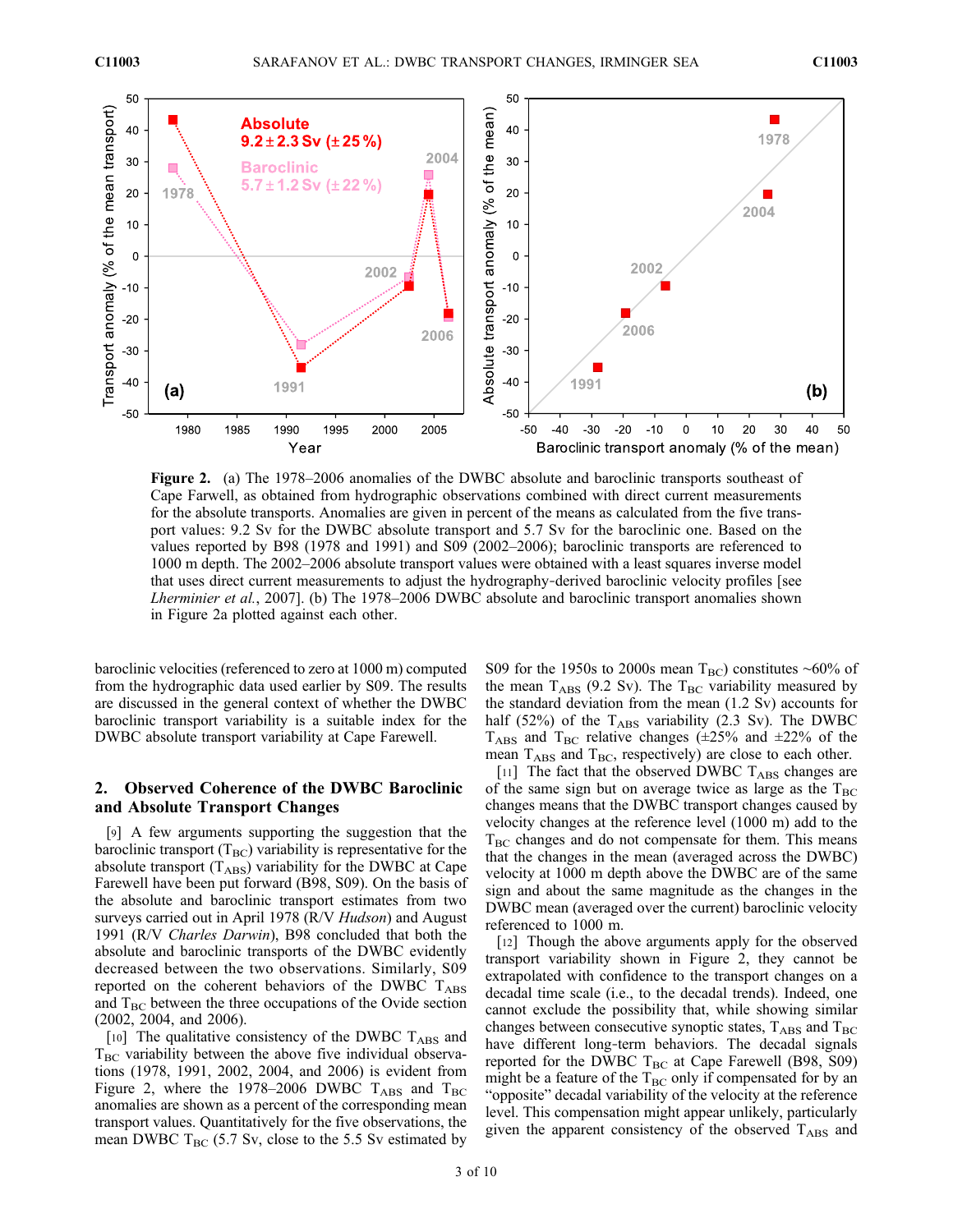**Figure 2.** (a) The 1978–2006 anomalies of the DWBC absolute and baroclinic transports southeast of Cape Farwell, as obtained from hydrographic observations combined with direct current measurements for the absolute transports. Anomalies are given in percent of the means as calculated from the five transport values: 9.2 Sv for the DWBC absolute transport and 5.7 Sv for the baroclinic one. Based on the values reported by B98 (1978 and 1991) and S09 (2002–2006); baroclinic transports are referenced to 1000 m depth. The 2002–2006 absolute transport values were obtained with a least squares inverse model that uses direct current measurements to adjust the hydrography-derived baroclinic velocity profiles [see *Lherminier et al.*, 2007]. (b) The 1978–2006 DWBC absolute and baroclinic transport anomalies shown in Figure 2a plotted against each other.

baroclinic velocities (referenced to zero at 1000 m) computed from the hydrographic data used earlier by S09. The results are discussed in the general context of whether the DWBC baroclinic transport variability is a suitable index for the DWBC absolute transport variability at Cape Farewell.

## 2. Observed Coherence of the DWBC Baroclinic and Absolute Transport Changes

[9] A few arguments supporting the suggestion that the baroclinic transport ($T_{BC}$) variability is representative for the absolute transport ($T_{ABS}$) variability for the DWBC at Cape Farewell have been put forward (B98, S09). On the basis of the absolute and baroclinic transport estimates from two surveys carried out in April 1978 (R/V *Hudson*) and August 1991 (R/V *Charles Darwin*), B98 concluded that both the absolute and baroclinic transports of the DWBC evidently decreased between the two observations. Similarly, S09 reported on the coherent behaviors of the DWBC $T_{ABS}$ and $T_{BC}$ between the three occupations of the Ovide section (2002, 2004, and 2006).

[10] The qualitative consistency of the DWBC $T_{ABS}$ and $T_{BC}$ variability between the above five individual observations (1978, 1991, 2002, 2004, and 2006) is evident from Figure 2, where the 1978–2006 DWBC $T_{ABS}$ and $T_{BC}$ anomalies are shown as a percent of the corresponding mean transport values. Quantitatively for the five observations, the mean DWBC $T_{BC}$ (5.7 Sv, close to the 5.5 Sv estimated by S09 for the 1950s to 2000s mean $T_{BC}$) constitutes ~60% of the mean $T_{ABS}$ (9.2 Sv). The $T_{BC}$ variability measured by the standard deviation from the mean (1.2 Sv) accounts for half (52%) of the $T_{ABS}$ variability (2.3 Sv). The DWBC $T_{ABS}$ and $T_{BC}$ relative changes (±25% and ±22% of the mean $T_{ABS}$ and $T_{BC}$, respectively) are close to each other.

[11] The fact that the observed DWBC $T_{ABS}$ changes are of the same sign but on average twice as large as the $T_{BC}$ changes means that the DWBC transport changes caused by velocity changes at the reference level (1000 m) add to the $T_{BC}$ changes and do not compensate for them. This means that the changes in the mean (averaged across the DWBC) velocity at 1000 m depth above the DWBC are of the same sign and about the same magnitude as the changes in the DWBC mean (averaged over the current) baroclinic velocity referenced to 1000 m.

[12] Though the above arguments apply for the observed transport variability shown in Figure 2, they cannot be extrapolated with confidence to the transport changes on a decadal time scale (i.e., to the decadal trends). Indeed, one cannot exclude the possibility that, while showing similar changes between consecutive synoptic states, $T_{ABS}$ and $T_{BC}$ have different long-term behaviors. The decadal signals reported for the DWBC $T_{BC}$ at Cape Farewell (B98, S09) might be a feature of the $T_{BC}$ only if compensated for by an "opposite" decadal variability of the velocity at the reference level. This compensation might appear unlikely, particularly given the apparent consistency of the observed $T_{ABS}$ and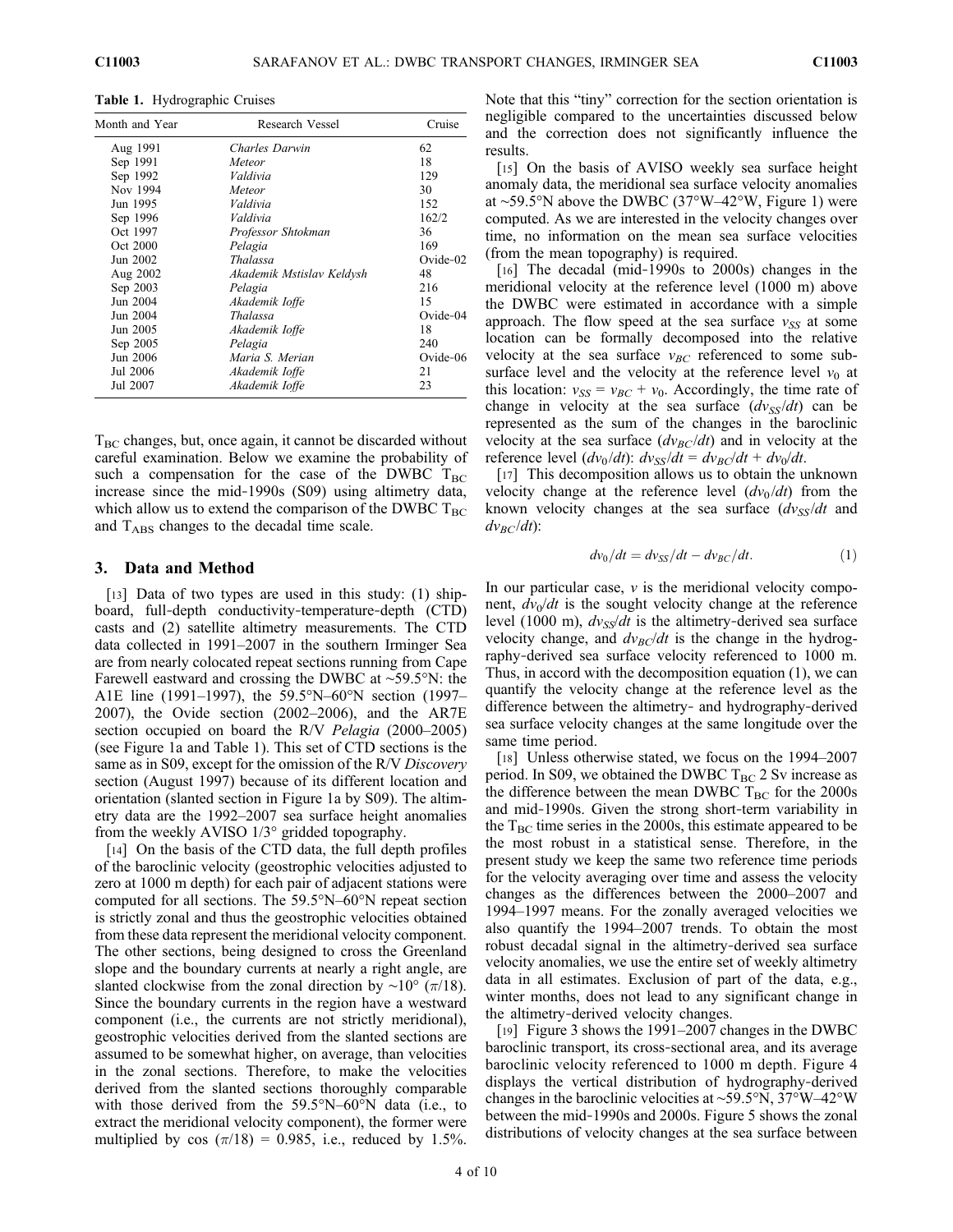**Table 1.** Hydrographic Cruises

| Month and Year | Research Vessel | Cruise |
|---|---|---|
| Aug 1991 | *Charles Darwin* | 62 |
| Sep 1991 | *Meteor* | 18 |
| Sep 1992 | *Valdivia* | 129 |
| Nov 1994 | *Meteor* | 30 |
| Jun 1995 | *Valdivia* | 152 |
| Sep 1996 | *Valdivia* | 162/2 |
| Oct 1997 | *Professor Shtokman* | 36 |
| Oct 2000 | *Pelagia* | 169 |
| Jun 2002 | *Thalassa* | Ovide-02 |
| Aug 2002 | *Akademik Mstislav Keldysh* | 48 |
| Sep 2003 | *Pelagia* | 216 |
| Jun 2004 | *Akademik Ioffe* | 15 |
| Jun 2004 | *Thalassa* | Ovide-04 |
| Jun 2005 | *Akademik Ioffe* | 18 |
| Sep 2005 | *Pelagia* | 240 |
| Jun 2006 | *Maria S. Merian* | Ovide-06 |
| Jul 2006 | *Akademik Ioffe* | 21 |
| Jul 2007 | *Akademik Ioffe* | 23 |

$T_{BC}$ changes, but, once again, it cannot be discarded without careful examination. Below we examine the probability of such a compensation for the case of the DWBC $T_{BC}$ increase since the mid-1990s (S09) using altimetry data, which allow us to extend the comparison of the DWBC $T_{BC}$ and $T_{ABS}$ changes to the decadal time scale.

## 3. Data and Method

[13] Data of two types are used in this study: (1) shipboard, full-depth conductivity-temperature-depth (CTD) casts and (2) satellite altimetry measurements. The CTD data collected in 1991–2007 in the southern Irminger Sea are from nearly colocated repeat sections running from Cape Farewell eastward and crossing the DWBC at ~59.5°N: the A1E line (1991–1997), the 59.5°N–60°N section (1997–2007), the Ovide section (2002–2006), and the AR7E section occupied on board the R/V *Pelagia* (2000–2005) (see Figure 1a and Table 1). This set of CTD sections is the same as in S09, except for the omission of the R/V *Discovery* section (August 1997) because of its different location and orientation (slanted section in Figure 1a by S09). The altimetry data are the 1992–2007 sea surface height anomalies from the weekly AVISO 1/3° gridded topography.

[14] On the basis of the CTD data, the full depth profiles of the baroclinic velocity (geostrophic velocities adjusted to zero at 1000 m depth) for each pair of adjacent stations were computed for all sections. The 59.5°N–60°N repeat section is strictly zonal and thus the geostrophic velocities obtained from these data represent the meridional velocity component. The other sections, being designed to cross the Greenland slope and the boundary currents at nearly a right angle, are slanted clockwise from the zonal direction by ~10° ($\pi/18$). Since the boundary currents in the region have a westward component (i.e., the currents are not strictly meridional), geostrophic velocities derived from the slanted sections are assumed to be somewhat higher, on average, than velocities in the zonal sections. Therefore, to make the velocities derived from the slanted sections thoroughly comparable with those derived from the 59.5°N–60°N data (i.e., to extract the meridional velocity component), the former were multiplied by $\cos(\pi/18) = 0.985$, i.e., reduced by 1.5%. Note that this "tiny" correction for the section orientation is negligible compared to the uncertainties discussed below and the correction does not significantly influence the results.

[15] On the basis of AVISO weekly sea surface height anomaly data, the meridional sea surface velocity anomalies at ~59.5°N above the DWBC (37°W–42°W, Figure 1) were computed. As we are interested in the velocity changes over time, no information on the mean sea surface velocities (from the mean topography) is required.

[16] The decadal (mid-1990s to 2000s) changes in the meridional velocity at the reference level (1000 m) above the DWBC were estimated in accordance with a simple approach. The flow speed at the sea surface $v_{SS}$ at some location can be formally decomposed into the relative velocity at the sea surface $v_{BC}$ referenced to some subsurface level and the velocity at the reference level $v_0$ at this location: $v_{SS} = v_{BC} + v_0$. Accordingly, the time rate of change in velocity at the sea surface ($dv_{SS}/dt$) can be represented as the sum of the changes in the baroclinic velocity at the sea surface ($dv_{BC}/dt$) and in velocity at the reference level ($dv_0/dt$): $dv_{SS}/dt = dv_{BC}/dt + dv_0/dt$.

[17] This decomposition allows us to obtain the unknown velocity change at the reference level ($dv_0/dt$) from the known velocity changes at the sea surface ($dv_{SS}/dt$ and $dv_{BC}/dt$):

$$dv_0/dt = dv_{SS}/dt - dv_{BC}/dt. \tag{1}$$

In our particular case, $v$ is the meridional velocity component, $dv_0/dt$ is the sought velocity change at the reference level (1000 m), $dv_{SS}/dt$ is the altimetry-derived sea surface velocity change, and $dv_{BC}/dt$ is the change in the hydrography-derived sea surface velocity referenced to 1000 m. Thus, in accord with the decomposition equation (1), we can quantify the velocity change at the reference level as the difference between the altimetry- and hydrography-derived sea surface velocity changes at the same longitude over the same time period.

[18] Unless otherwise stated, we focus on the 1994–2007 period. In S09, we obtained the DWBC $T_{BC}$ 2 Sv increase as the difference between the mean DWBC $T_{BC}$ for the 2000s and mid-1990s. Given the strong short-term variability in the $T_{BC}$ time series in the 2000s, this estimate appeared to be the most robust in a statistical sense. Therefore, in the present study we keep the same two reference time periods for the velocity averaging over time and assess the velocity changes as the differences between the 2000–2007 and 1994–1997 means. For the zonally averaged velocities we also quantify the 1994–2007 trends. To obtain the most robust decadal signal in the altimetry-derived sea surface velocity anomalies, we use the entire set of weekly altimetry data in all estimates. Exclusion of part of the data, e.g., winter months, does not lead to any significant change in the altimetry-derived velocity changes.

[19] Figure 3 shows the 1991–2007 changes in the DWBC baroclinic transport, its cross-sectional area, and its average baroclinic velocity referenced to 1000 m depth. Figure 4 displays the vertical distribution of hydrography-derived changes in the baroclinic velocities at ~59.5°N, 37°W–42°W between the mid-1990s and 2000s. Figure 5 shows the zonal distributions of velocity changes at the sea surface between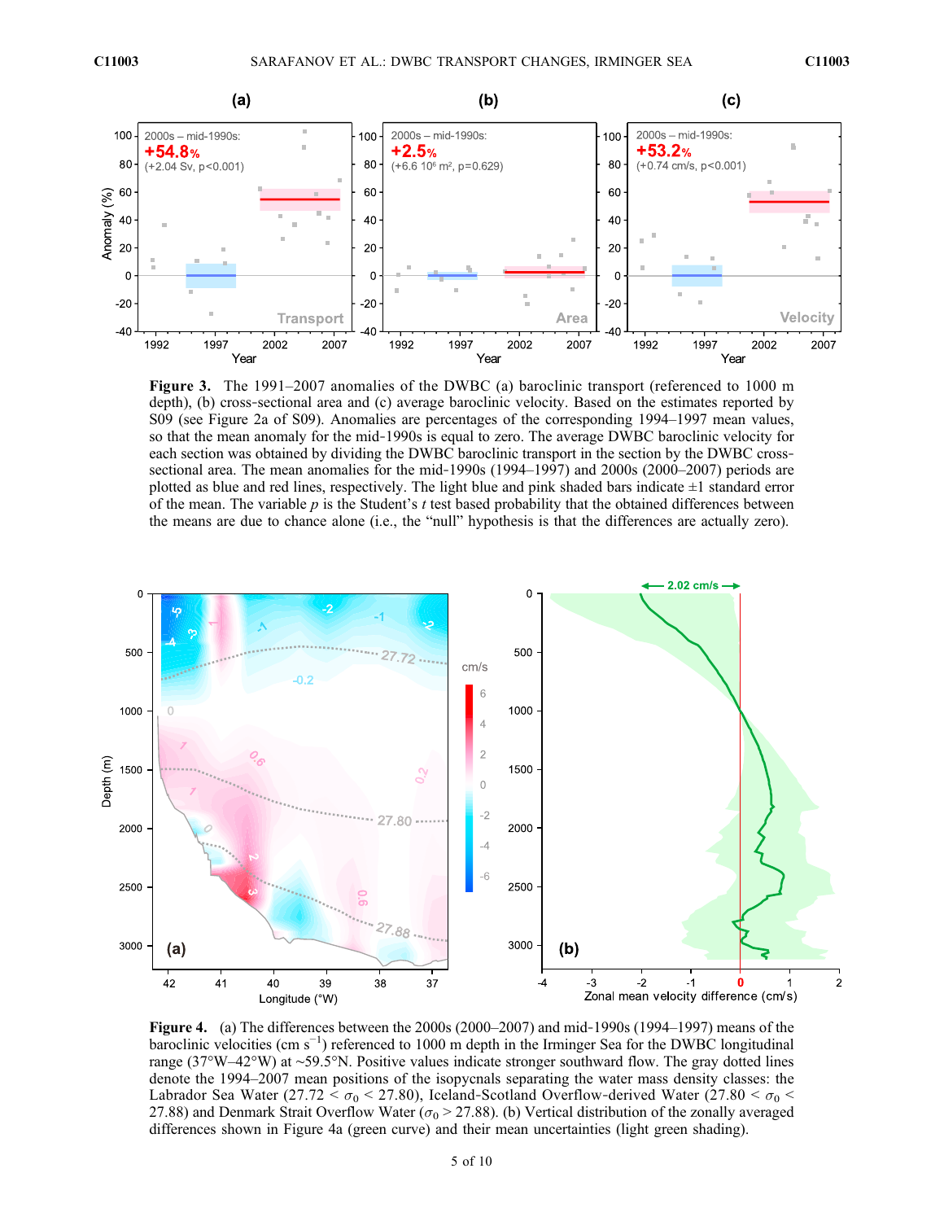**Figure 3.** The 1991–2007 anomalies of the DWBC (a) baroclinic transport (referenced to 1000 m depth), (b) cross-sectional area and (c) average baroclinic velocity. Based on the estimates reported by S09 (see Figure 2a of S09). Anomalies are percentages of the corresponding 1994–1997 mean values, so that the mean anomaly for the mid-1990s is equal to zero. The average DWBC baroclinic velocity for each section was obtained by dividing the DWBC baroclinic transport in the section by the DWBC cross-sectional area. The mean anomalies for the mid-1990s (1994–1997) and 2000s (2000–2007) periods are plotted as blue and red lines, respectively. The light blue and pink shaded bars indicate ±1 standard error of the mean. The variable $p$ is the Student's $t$ test based probability that the obtained differences between the means are due to chance alone (i.e., the "null" hypothesis is that the differences are actually zero).

**Figure 4.** (a) The differences between the 2000s (2000–2007) and mid-1990s (1994–1997) means of the baroclinic velocities (cm $s^{-1}$) referenced to 1000 m depth in the Irminger Sea for the DWBC longitudinal range (37°W–42°W) at ~59.5°N. Positive values indicate stronger southward flow. The gray dotted lines denote the 1994–2007 mean positions of the isopycnals separating the water mass density classes: the Labrador Sea Water ($27.72 < \sigma_0 < 27.80$), Iceland-Scotland Overflow-derived Water ($27.80 < \sigma_0 < 27.88$) and Denmark Strait Overflow Water ($\sigma_0 > 27.88$). (b) Vertical distribution of the zonally averaged differences shown in Figure 4a (green curve) and their mean uncertainties (light green shading).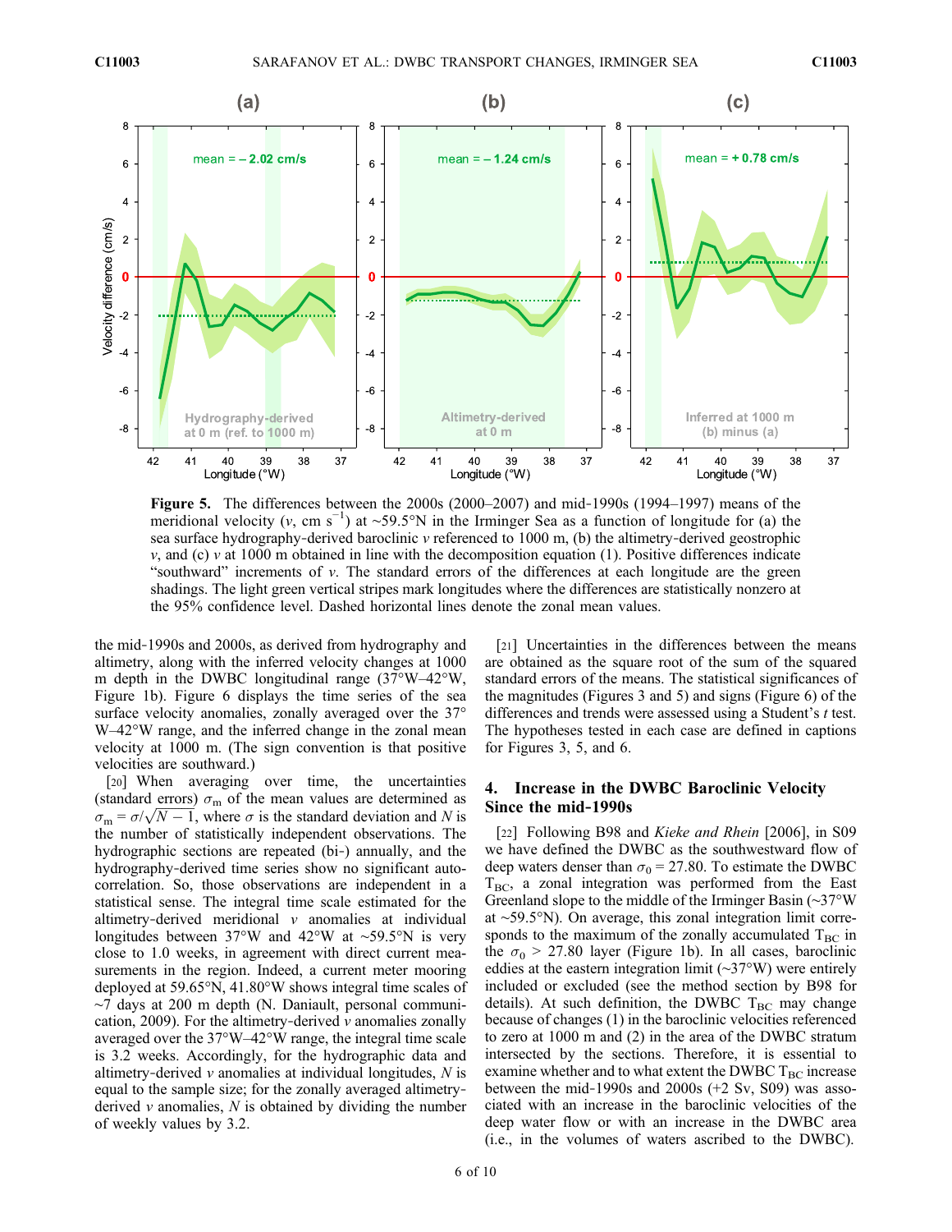**Figure 5.** The differences between the 2000s (2000–2007) and mid-1990s (1994–1997) means of the meridional velocity ($v$, cm s$^{-1}$) at ~59.5°N in the Irminger Sea as a function of longitude for (a) the sea surface hydrography-derived baroclinic $v$ referenced to 1000 m, (b) the altimetry-derived geostrophic $v$, and (c) $v$ at 1000 m obtained in line with the decomposition equation (1). Positive differences indicate "southward" increments of $v$. The standard errors of the differences at each longitude are the green shadings. The light green vertical stripes mark longitudes where the differences are statistically nonzero at the 95% confidence level. Dashed horizontal lines denote the zonal mean values.

the mid-1990s and 2000s, as derived from hydrography and altimetry, along with the inferred velocity changes at 1000 m depth in the DWBC longitudinal range (37°W–42°W, Figure 1b). Figure 6 displays the time series of the sea surface velocity anomalies, zonally averaged over the 37°W–42°W range, and the inferred change in the zonal mean velocity at 1000 m. (The sign convention is that positive velocities are southward.)

[20] When averaging over time, the uncertainties (standard errors) $\sigma_m$ of the mean values are determined as $\sigma_m = \sigma/\sqrt{N-1}$, where $\sigma$ is the standard deviation and $N$ is the number of statistically independent observations. The hydrographic sections are repeated (bi-) annually, and the hydrography-derived time series show no significant autocorrelation. So, those observations are independent in a statistical sense. The integral time scale estimated for the altimetry-derived meridional $v$ anomalies at individual longitudes between 37°W and 42°W at ~59.5°N is very close to 1.0 weeks, in agreement with direct current measurements in the region. Indeed, a current meter mooring deployed at 59.65°N, 41.80°W shows integral time scales of ~7 days at 200 m depth (N. Daniault, personal communication, 2009). For the altimetry-derived $v$ anomalies zonally averaged over the 37°W–42°W range, the integral time scale is 3.2 weeks. Accordingly, for the hydrographic data and altimetry-derived $v$ anomalies at individual longitudes, $N$ is equal to the sample size; for the zonally averaged altimetry-derived $v$ anomalies, $N$ is obtained by dividing the number of weekly values by 3.2.

[21] Uncertainties in the differences between the means are obtained as the square root of the sum of the squared standard errors of the means. The statistical significances of the magnitudes (Figures 3 and 5) and signs (Figure 6) of the differences and trends were assessed using a Student's $t$ test. The hypotheses tested in each case are defined in captions for Figures 3, 5, and 6.

## 4. Increase in the DWBC Baroclinic Velocity Since the mid-1990s

[22] Following B98 and *Kieke and Rhein* [2006], in S09 we have defined the DWBC as the southwestward flow of deep waters denser than $\sigma_0 = 27.80$. To estimate the DWBC $T_{BC}$, a zonal integration was performed from the East Greenland slope to the middle of the Irminger Basin (~37°W at ~59.5°N). On average, this zonal integration limit corresponds to the maximum of the zonally accumulated $T_{BC}$ in the $\sigma_0 > 27.80$ layer (Figure 1b). In all cases, baroclinic eddies at the eastern integration limit (~37°W) were entirely included or excluded (see the method section by B98 for details). At such definition, the DWBC $T_{BC}$ may change because of changes (1) in the baroclinic velocities referenced to zero at 1000 m and (2) in the area of the DWBC stratum intersected by the sections. Therefore, it is essential to examine whether and to what extent the DWBC $T_{BC}$ increase between the mid-1990s and 2000s (+2 Sv, S09) was associated with an increase in the baroclinic velocities of the deep water flow or with an increase in the DWBC area (i.e., in the volumes of waters ascribed to the DWBC).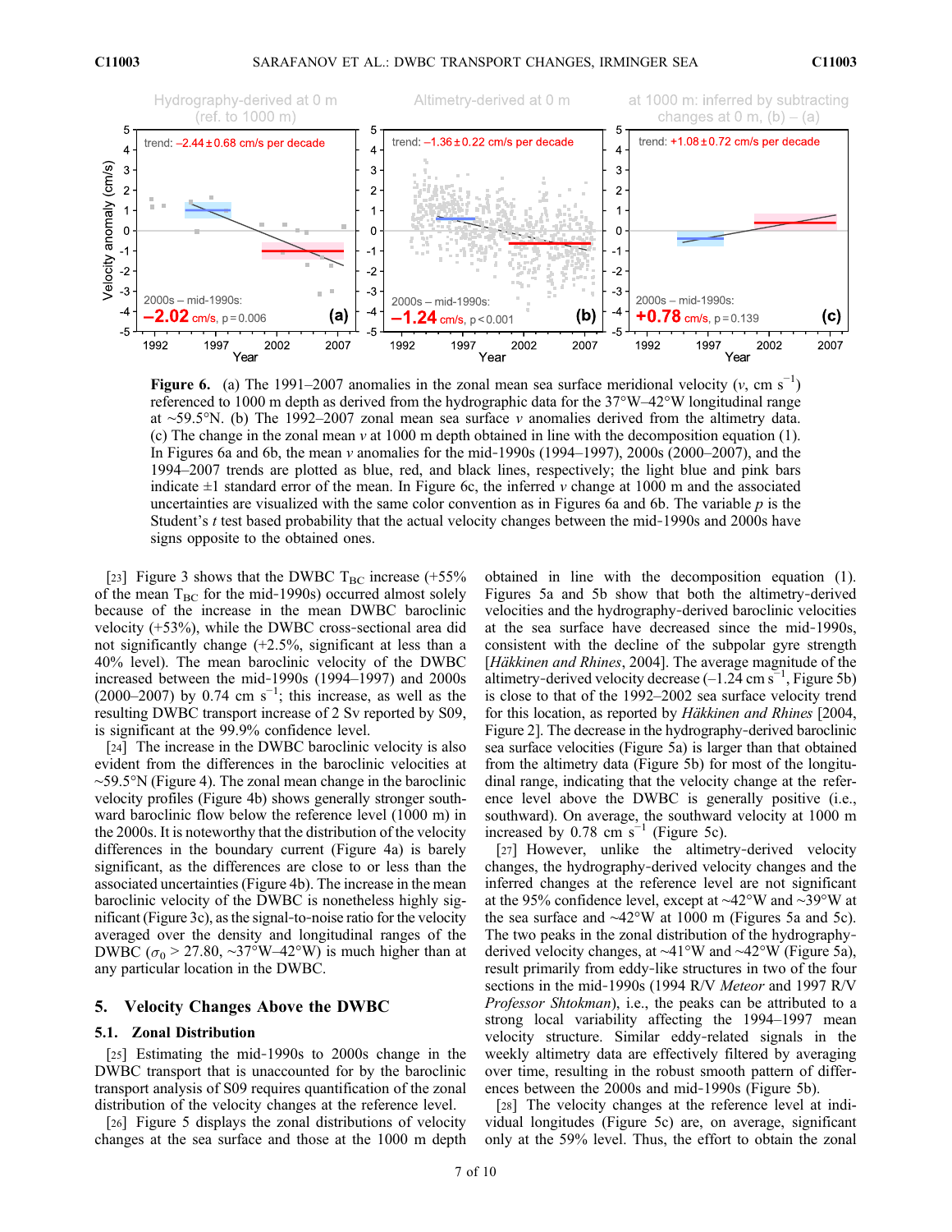**Figure 6.** (a) The 1991–2007 anomalies in the zonal mean sea surface meridional velocity ($v$, cm s$^{-1}$) referenced to 1000 m depth as derived from the hydrographic data for the 37°W–42°W longitudinal range at ~59.5°N. (b) The 1992–2007 zonal mean sea surface $v$ anomalies derived from the altimetry data. (c) The change in the zonal mean $v$ at 1000 m depth obtained in line with the decomposition equation (1). In Figures 6a and 6b, the mean $v$ anomalies for the mid-1990s (1994–1997), 2000s (2000–2007), and the 1994–2007 trends are plotted as blue, red, and black lines, respectively; the light blue and pink bars indicate ±1 standard error of the mean. In Figure 6c, the inferred $v$ change at 1000 m and the associated uncertainties are visualized with the same color convention as in Figures 6a and 6b. The variable $p$ is the Student's $t$ test based probability that the actual velocity changes between the mid-1990s and 2000s have signs opposite to the obtained ones.

[23] Figure 3 shows that the DWBC $T_{BC}$ increase (+55% of the mean $T_{BC}$ for the mid-1990s) occurred almost solely because of the increase in the mean DWBC baroclinic velocity (+53%), while the DWBC cross-sectional area did not significantly change (+2.5%, significant at less than a 40% level). The mean baroclinic velocity of the DWBC increased between the mid-1990s (1994–1997) and 2000s (2000–2007) by 0.74 cm s$^{-1}$; this increase, as well as the resulting DWBC transport increase of 2 Sv reported by S09, is significant at the 99.9% confidence level.

[24] The increase in the DWBC baroclinic velocity is also evident from the differences in the baroclinic velocities at ~59.5°N (Figure 4). The zonal mean change in the baroclinic velocity profiles (Figure 4b) shows generally stronger southward baroclinic flow below the reference level (1000 m) in the 2000s. It is noteworthy that the distribution of the velocity differences in the boundary current (Figure 4a) is barely significant, as the differences are close to or less than the associated uncertainties (Figure 4b). The increase in the mean baroclinic velocity of the DWBC is nonetheless highly significant (Figure 3c), as the signal-to-noise ratio for the velocity averaged over the density and longitudinal ranges of the DWBC ($\sigma_0 > 27.80$, ~37°W–42°W) is much higher than at any particular location in the DWBC.

## 5. Velocity Changes Above the DWBC

### 5.1. Zonal Distribution

[25] Estimating the mid-1990s to 2000s change in the DWBC transport that is unaccounted for by the baroclinic transport analysis of S09 requires quantification of the zonal distribution of the velocity changes at the reference level.

[26] Figure 5 displays the zonal distributions of velocity changes at the sea surface and those at the 1000 m depth obtained in line with the decomposition equation (1). Figures 5a and 5b show that both the altimetry-derived velocities and the hydrography-derived baroclinic velocities at the sea surface have decreased since the mid-1990s, consistent with the decline of the subpolar gyre strength [*Häkkinen and Rhines*, 2004]. The average magnitude of the altimetry-derived velocity decrease (–1.24 cm s$^{-1}$, Figure 5b) is close to that of the 1992–2002 sea surface velocity trend for this location, as reported by *Häkkinen and Rhines* [2004, Figure 2]. The decrease in the hydrography-derived baroclinic sea surface velocities (Figure 5a) is larger than that obtained from the altimetry data (Figure 5b) for most of the longitudinal range, indicating that the velocity change at the reference level above the DWBC is generally positive (i.e., southward). On average, the southward velocity at 1000 m increased by 0.78 cm s$^{-1}$ (Figure 5c).

[27] However, unlike the altimetry-derived velocity changes, the hydrography-derived velocity changes and the inferred changes at the reference level are not significant at the 95% confidence level, except at ~42°W and ~39°W at the sea surface and ~42°W at 1000 m (Figures 5a and 5c). The two peaks in the zonal distribution of the hydrography-derived velocity changes, at ~41°W and ~42°W (Figure 5a), result primarily from eddy-like structures in two of the four sections in the mid-1990s (1994 R/V *Meteor* and 1997 R/V *Professor Shtokman*), i.e., the peaks can be attributed to a strong local variability affecting the 1994–1997 mean velocity structure. Similar eddy-related signals in the weekly altimetry data are effectively filtered by averaging over time, resulting in the robust smooth pattern of differences between the 2000s and mid-1990s (Figure 5b).

[28] The velocity changes at the reference level at individual longitudes (Figure 5c) are, on average, significant only at the 59% level. Thus, the effort to obtain the zonal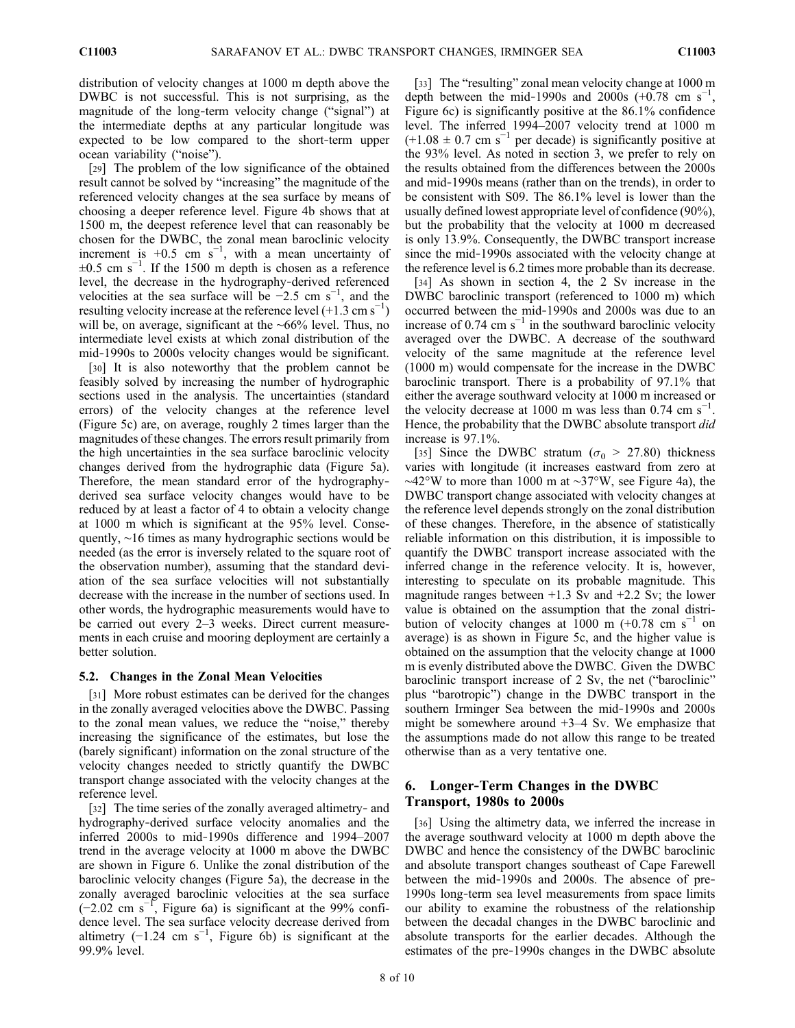distribution of velocity changes at 1000 m depth above the DWBC is not successful. This is not surprising, as the magnitude of the long-term velocity change ("signal") at the intermediate depths at any particular longitude was expected to be low compared to the short-term upper ocean variability ("noise").

[29] The problem of the low significance of the obtained result cannot be solved by "increasing" the magnitude of the referenced velocity changes at the sea surface by means of choosing a deeper reference level. Figure 4b shows that at 1500 m, the deepest reference level that can reasonably be chosen for the DWBC, the zonal mean baroclinic velocity increment is +0.5 cm s$^{-1}$, with a mean uncertainty of $\pm$0.5 cm s$^{-1}$. If the 1500 m depth is chosen as a reference level, the decrease in the hydrography-derived referenced velocities at the sea surface will be −2.5 cm s$^{-1}$, and the resulting velocity increase at the reference level (+1.3 cm s$^{-1}$) will be, on average, significant at the ~66% level. Thus, no intermediate level exists at which zonal distribution of the mid-1990s to 2000s velocity changes would be significant.

[30] It is also noteworthy that the problem cannot be feasibly solved by increasing the number of hydrographic sections used in the analysis. The uncertainties (standard errors) of the velocity changes at the reference level (Figure 5c) are, on average, roughly 2 times larger than the magnitudes of these changes. The errors result primarily from the high uncertainties in the sea surface baroclinic velocity changes derived from the hydrographic data (Figure 5a). Therefore, the mean standard error of the hydrography-derived sea surface velocity changes would have to be reduced by at least a factor of 4 to obtain a velocity change at 1000 m which is significant at the 95% level. Consequently, ~16 times as many hydrographic sections would be needed (as the error is inversely related to the square root of the observation number), assuming that the standard deviation of the sea surface velocities will not substantially decrease with the increase in the number of sections used. In other words, the hydrographic measurements would have to be carried out every 2–3 weeks. Direct current measurements in each cruise and mooring deployment are certainly a better solution.

### 5.2. Changes in the Zonal Mean Velocities

[31] More robust estimates can be derived for the changes in the zonally averaged velocities above the DWBC. Passing to the zonal mean values, we reduce the "noise," thereby increasing the significance of the estimates, but lose the (barely significant) information on the zonal structure of the velocity changes needed to strictly quantify the DWBC transport change associated with the velocity changes at the reference level.

[32] The time series of the zonally averaged altimetry- and hydrography-derived surface velocity anomalies and the inferred 2000s to mid-1990s difference and 1994–2007 trend in the average velocity at 1000 m above the DWBC are shown in Figure 6. Unlike the zonal distribution of the baroclinic velocity changes (Figure 5a), the decrease in the zonally averaged baroclinic velocities at the sea surface (−2.02 cm s$^{-1}$, Figure 6a) is significant at the 99% confidence level. The sea surface velocity decrease derived from altimetry (−1.24 cm s$^{-1}$, Figure 6b) is significant at the 99.9% level.

[33] The "resulting" zonal mean velocity change at 1000 m depth between the mid-1990s and 2000s (+0.78 cm s$^{-1}$, Figure 6c) is significantly positive at the 86.1% confidence level. The inferred 1994–2007 velocity trend at 1000 m (+1.08 $\pm$ 0.7 cm s$^{-1}$ per decade) is significantly positive at the 93% level. As noted in section 3, we prefer to rely on the results obtained from the differences between the 2000s and mid-1990s means (rather than on the trends), in order to be consistent with S09. The 86.1% level is lower than the usually defined lowest appropriate level of confidence (90%), but the probability that the velocity at 1000 m decreased is only 13.9%. Consequently, the DWBC transport increase since the mid-1990s associated with the velocity change at the reference level is 6.2 times more probable than its decrease.

[34] As shown in section 4, the 2 Sv increase in the DWBC baroclinic transport (referenced to 1000 m) which occurred between the mid-1990s and 2000s was due to an increase of 0.74 cm s$^{-1}$ in the southward baroclinic velocity averaged over the DWBC. A decrease of the southward velocity of the same magnitude at the reference level (1000 m) would compensate for the increase in the DWBC baroclinic transport. There is a probability of 97.1% that either the average southward velocity at 1000 m increased or the velocity decrease at 1000 m was less than 0.74 cm s$^{-1}$. Hence, the probability that the DWBC absolute transport *did* increase is 97.1%.

[35] Since the DWBC stratum ($\sigma_0$ > 27.80) thickness varies with longitude (it increases eastward from zero at ~42°W to more than 1000 m at ~37°W, see Figure 4a), the DWBC transport change associated with velocity changes at the reference level depends strongly on the zonal distribution of these changes. Therefore, in the absence of statistically reliable information on this distribution, it is impossible to quantify the DWBC transport increase associated with the inferred change in the reference velocity. It is, however, interesting to speculate on its probable magnitude. This magnitude ranges between +1.3 Sv and +2.2 Sv; the lower value is obtained on the assumption that the zonal distribution of velocity changes at 1000 m (+0.78 cm s$^{-1}$ on average) is as shown in Figure 5c, and the higher value is obtained on the assumption that the velocity change at 1000 m is evenly distributed above the DWBC. Given the DWBC baroclinic transport increase of 2 Sv, the net ("baroclinic" plus "barotropic") change in the DWBC transport in the southern Irminger Sea between the mid-1990s and 2000s might be somewhere around +3–4 Sv. We emphasize that the assumptions made do not allow this range to be treated otherwise than as a very tentative one.

## 6. Longer-Term Changes in the DWBC Transport, 1980s to 2000s

[36] Using the altimetry data, we inferred the increase in the average southward velocity at 1000 m depth above the DWBC and hence the consistency of the DWBC baroclinic and absolute transport changes southeast of Cape Farewell between the mid-1990s and 2000s. The absence of pre-1990s long-term sea level measurements from space limits our ability to examine the robustness of the relationship between the decadal changes in the DWBC baroclinic and absolute transports for the earlier decades. Although the estimates of the pre-1990s changes in the DWBC absolute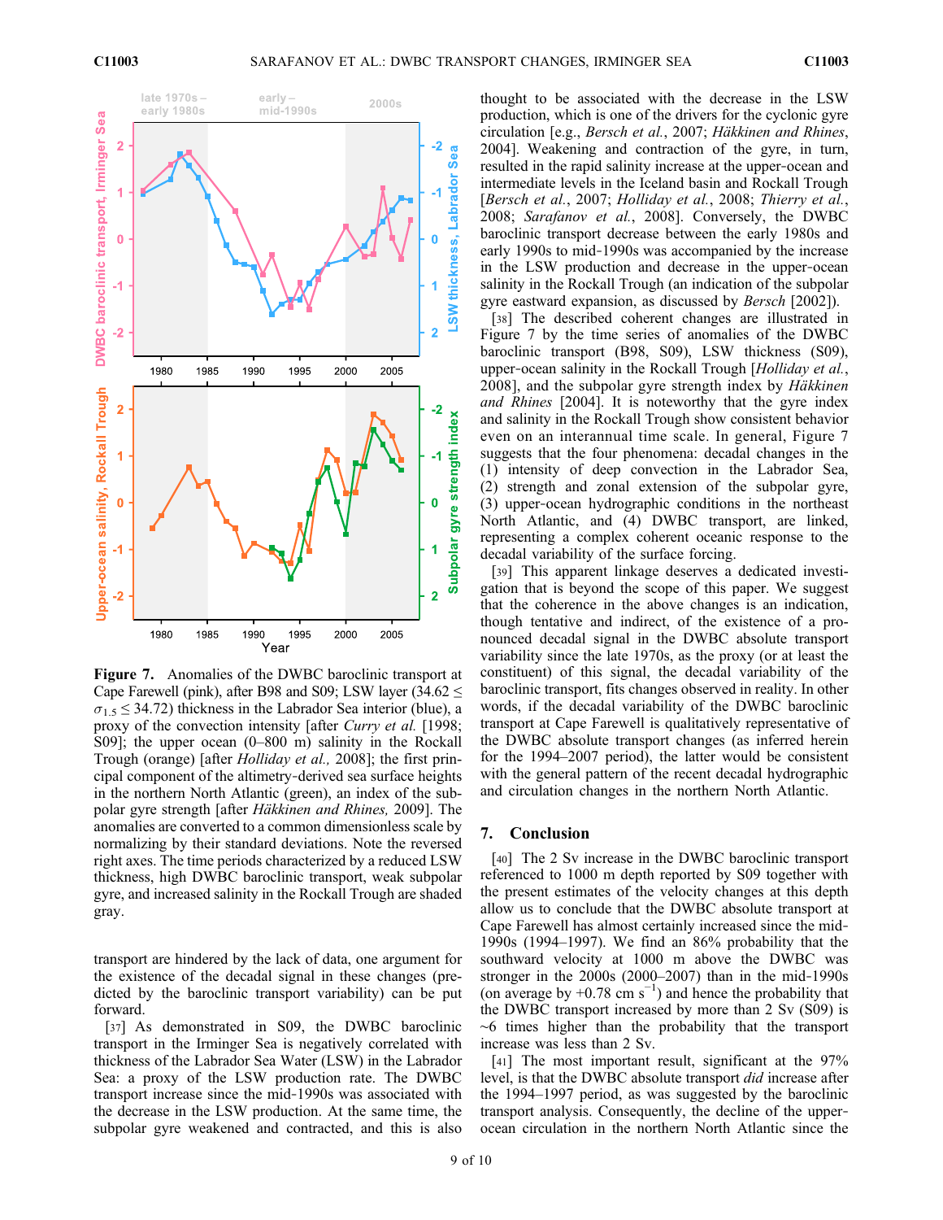**Figure 7.** Anomalies of the DWBC baroclinic transport at Cape Farewell (pink), after B98 and S09; LSW layer ($34.62 \leq \sigma_{1.5} \leq 34.72$) thickness in the Labrador Sea interior (blue), a proxy of the convection intensity [after *Curry et al.* [1998]; S09]; the upper ocean (0–800 m) salinity in the Rockall Trough (orange) [after *Holliday et al.,* 2008]; the first principal component of the altimetry-derived sea surface heights in the northern North Atlantic (green), an index of the subpolar gyre strength [after *Häkkinen and Rhines,* 2009]. The anomalies are converted to a common dimensionless scale by normalizing by their standard deviations. Note the reversed right axes. The time periods characterized by a reduced LSW thickness, high DWBC baroclinic transport, weak subpolar gyre, and increased salinity in the Rockall Trough are shaded gray.

transport are hindered by the lack of data, one argument for the existence of the decadal signal in these changes (predicted by the baroclinic transport variability) can be put forward.

[37] As demonstrated in S09, the DWBC baroclinic transport in the Irminger Sea is negatively correlated with thickness of the Labrador Sea Water (LSW) in the Labrador Sea: a proxy of the LSW production rate. The DWBC transport increase since the mid-1990s was associated with the decrease in the LSW production. At the same time, the subpolar gyre weakened and contracted, and this is also thought to be associated with the decrease in the LSW production, which is one of the drivers for the cyclonic gyre circulation [e.g., *Bersch et al.*, 2007; *Häkkinen and Rhines*, 2004]. Weakening and contraction of the gyre, in turn, resulted in the rapid salinity increase at the upper-ocean and intermediate levels in the Iceland basin and Rockall Trough [*Bersch et al.*, 2007; *Holliday et al.*, 2008; *Thierry et al.*, 2008; *Sarafanov et al.*, 2008]. Conversely, the DWBC baroclinic transport decrease between the early 1980s and early 1990s to mid-1990s was accompanied by the increase in the LSW production and decrease in the upper-ocean salinity in the Rockall Trough (an indication of the subpolar gyre eastward expansion, as discussed by *Bersch* [2002]).

[38] The described coherent changes are illustrated in Figure 7 by the time series of anomalies of the DWBC baroclinic transport (B98, S09), LSW thickness (S09), upper-ocean salinity in the Rockall Trough [*Holliday et al.*, 2008], and the subpolar gyre strength index by *Häkkinen and Rhines* [2004]. It is noteworthy that the gyre index and salinity in the Rockall Trough show consistent behavior even on an interannual time scale. In general, Figure 7 suggests that the four phenomena: decadal changes in the (1) intensity of deep convection in the Labrador Sea, (2) strength and zonal extension of the subpolar gyre, (3) upper-ocean hydrographic conditions in the northeast North Atlantic, and (4) DWBC transport, are linked, representing a complex coherent oceanic response to the decadal variability of the surface forcing.

[39] This apparent linkage deserves a dedicated investigation that is beyond the scope of this paper. We suggest that the coherence in the above changes is an indication, though tentative and indirect, of the existence of a pronounced decadal signal in the DWBC absolute transport variability since the late 1970s, as the proxy (or at least the constituent) of this signal, the decadal variability of the baroclinic transport, fits changes observed in reality. In other words, if the decadal variability of the DWBC baroclinic transport at Cape Farewell is qualitatively representative of the DWBC absolute transport changes (as inferred herein for the 1994–2007 period), the latter would be consistent with the general pattern of the recent decadal hydrographic and circulation changes in the northern North Atlantic.

## 7. Conclusion

[40] The 2 Sv increase in the DWBC baroclinic transport referenced to 1000 m depth reported by S09 together with the present estimates of the velocity changes at this depth allow us to conclude that the DWBC absolute transport at Cape Farewell has almost certainly increased since the mid-1990s (1994–1997). We find an 86% probability that the southward velocity at 1000 m above the DWBC was stronger in the 2000s (2000–2007) than in the mid-1990s (on average by +0.78 cm s$^{-1}$) and hence the probability that the DWBC transport increased by more than 2 Sv (S09) is ~6 times higher than the probability that the transport increase was less than 2 Sv.

[41] The most important result, significant at the 97% level, is that the DWBC absolute transport *did* increase after the 1994–1997 period, as was suggested by the baroclinic transport analysis. Consequently, the decline of the upper-ocean circulation in the northern North Atlantic since the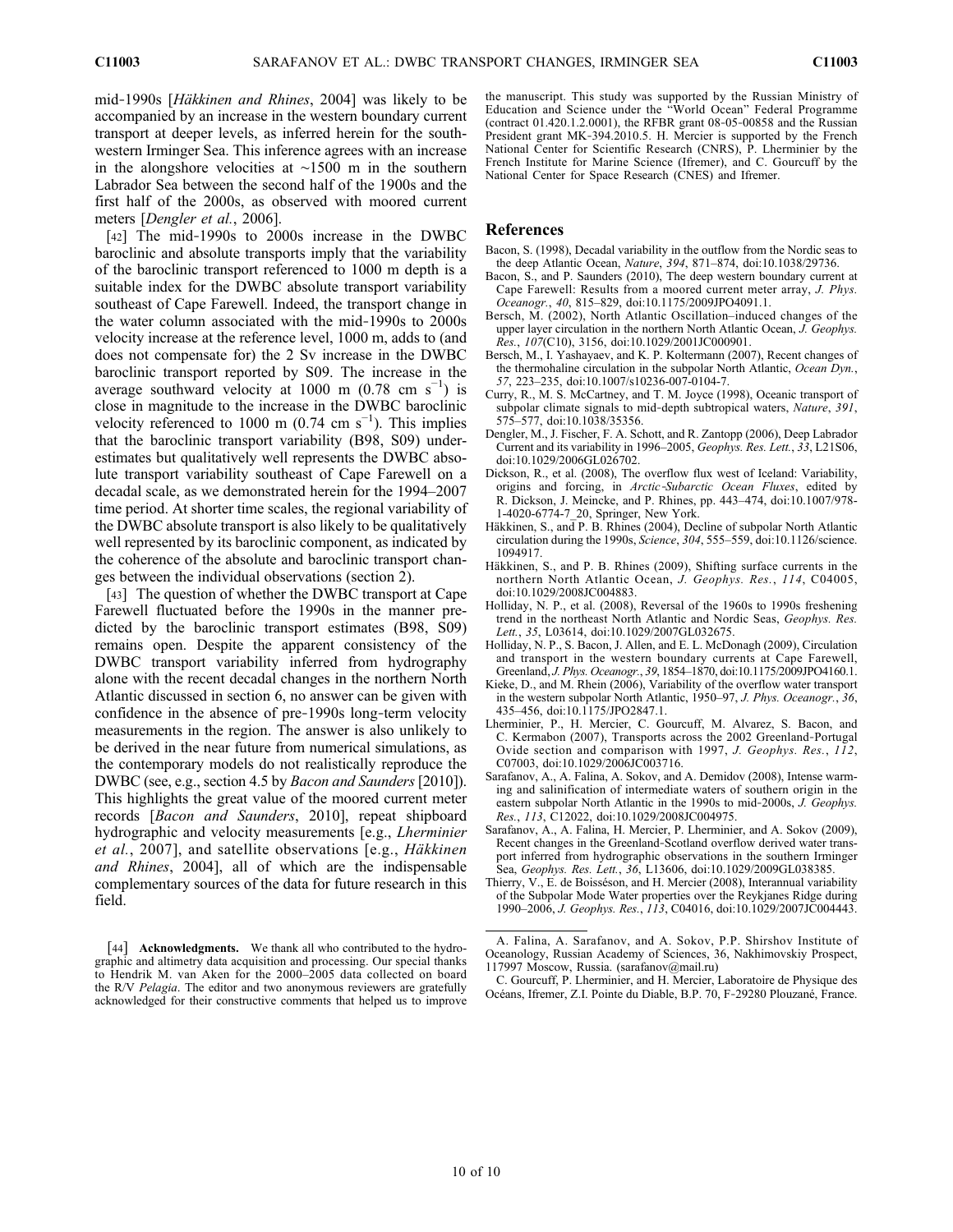mid-1990s [*Häkkinen and Rhines*, 2004] was likely to be accompanied by an increase in the western boundary current transport at deeper levels, as inferred herein for the southwestern Irminger Sea. This inference agrees with an increase in the alongshore velocities at ~1500 m in the southern Labrador Sea between the second half of the 1900s and the first half of the 2000s, as observed with moored current meters [*Dengler et al.*, 2006].

[42] The mid-1990s to 2000s increase in the DWBC baroclinic and absolute transports imply that the variability of the baroclinic transport referenced to 1000 m depth is a suitable index for the DWBC absolute transport variability southeast of Cape Farewell. Indeed, the transport change in the water column associated with the mid-1990s to 2000s velocity increase at the reference level, 1000 m, adds to (and does not compensate for) the 2 Sv increase in the DWBC baroclinic transport reported by S09. The increase in the average southward velocity at 1000 m (0.78 cm $s^{-1}$) is close in magnitude to the increase in the DWBC baroclinic velocity referenced to 1000 m (0.74 cm $s^{-1}$). This implies that the baroclinic transport variability (B98, S09) underestimates but qualitatively well represents the DWBC absolute transport variability southeast of Cape Farewell on a decadal scale, as we demonstrated herein for the 1994–2007 time period. At shorter time scales, the regional variability of the DWBC absolute transport is also likely to be qualitatively well represented by its baroclinic component, as indicated by the coherence of the absolute and baroclinic transport changes between the individual observations (section 2).

[43] The question of whether the DWBC transport at Cape Farewell fluctuated before the 1990s in the manner predicted by the baroclinic transport estimates (B98, S09) remains open. Despite the apparent consistency of the DWBC transport variability inferred from hydrography alone with the recent decadal changes in the northern North Atlantic discussed in section 6, no answer can be given with confidence in the absence of pre-1990s long-term velocity measurements in the region. The answer is also unlikely to be derived in the near future from numerical simulations, as the contemporary models do not realistically reproduce the DWBC (see, e.g., section 4.5 by *Bacon and Saunders* [2010]). This highlights the great value of the moored current meter records [*Bacon and Saunders*, 2010], repeat shipboard hydrographic and velocity measurements [e.g., *Lherminier et al.*, 2007], and satellite observations [e.g., *Häkkinen and Rhines*, 2004], all of which are the indispensable complementary sources of the data for future research in this field.

[44] **Acknowledgments.** We thank all who contributed to the hydrographic and altimetry data acquisition and processing. Our special thanks to Hendrik M. van Aken for the 2000–2005 data collected on board the R/V *Pelagia*. The editor and two anonymous reviewers are gratefully acknowledged for their constructive comments that helped us to improve the manuscript. This study was supported by the Russian Ministry of Education and Science under the "World Ocean" Federal Programme (contract 01.420.1.2.0001), the RFBR grant 08-05-00858 and the Russian President grant MK-394.2010.5. H. Mercier is supported by the French National Center for Scientific Research (CNRS), P. Lherminier by the French Institute for Marine Science (Ifremer), and C. Gourcuff by the National Center for Space Research (CNES) and Ifremer.

## References

Bacon, S. (1998), Decadal variability in the outflow from the Nordic seas to the deep Atlantic Ocean, *Nature*, *394*, 871–874, doi:10.1038/29736.

Bacon, S., and P. Saunders (2010), The deep western boundary current at Cape Farewell: Results from a moored current meter array, *J. Phys. Oceanogr.*, *40*, 815–829, doi:10.1175/2009JPO4091.1.

Bersch, M. (2002), North Atlantic Oscillation–induced changes of the upper layer circulation in the northern North Atlantic Ocean, *J. Geophys. Res.*, *107*(C10), 3156, doi:10.1029/2001JC000901.

Bersch, M., I. Yashayaev, and K. P. Koltermann (2007), Recent changes of the thermohaline circulation in the subpolar North Atlantic, *Ocean Dyn.*, *57*, 223–235, doi:10.1007/s10236-007-0104-7.

Curry, R., M. S. McCartney, and T. M. Joyce (1998), Oceanic transport of subpolar climate signals to mid-depth subtropical waters, *Nature*, *391*, 575–577, doi:10.1038/35356.

Dengler, M., J. Fischer, F. A. Schott, and R. Zantopp (2006), Deep Labrador Current and its variability in 1996–2005, *Geophys. Res. Lett.*, *33*, L21S06, doi:10.1029/2006GL026702.

Dickson, R., et al. (2008), The overflow flux west of Iceland: Variability, origins and forcing, in *Arctic-Subarctic Ocean Fluxes*, edited by R. Dickson, J. Meincke, and P. Rhines, pp. 443–474, doi:10.1007/978-1-4020-6774-7_20, Springer, New York.

Häkkinen, S., and P. B. Rhines (2004), Decline of subpolar North Atlantic circulation during the 1990s, *Science*, *304*, 555–559, doi:10.1126/science.1094917.

Häkkinen, S., and P. B. Rhines (2009), Shifting surface currents in the northern North Atlantic Ocean, *J. Geophys. Res.*, *114*, C04005, doi:10.1029/2008JC004883.

Holliday, N. P., et al. (2008), Reversal of the 1960s to 1990s freshening trend in the northeast North Atlantic and Nordic Seas, *Geophys. Res. Lett.*, *35*, L03614, doi:10.1029/2007GL032675.

Holliday, N. P., S. Bacon, J. Allen, and E. L. McDonagh (2009), Circulation and transport in the western boundary currents at Cape Farewell, Greenland, *J. Phys. Oceanogr.*, *39*, 1854–1870, doi:10.1175/2009JPO4160.1.

Kieke, D., and M. Rhein (2006), Variability of the overflow water transport in the western subpolar North Atlantic, 1950–97, *J. Phys. Oceanogr.*, *36*, 435–456, doi:10.1175/JPO2847.1.

Lherminier, P., H. Mercier, C. Gourcuff, M. Alvarez, S. Bacon, and C. Kermabon (2007), Transports across the 2002 Greenland-Portugal Ovide section and comparison with 1997, *J. Geophys. Res.*, *112*, C07003, doi:10.1029/2006JC003716.

Sarafanov, A., A. Falina, A. Sokov, and A. Demidov (2008), Intense warming and salinification of intermediate waters of southern origin in the eastern subpolar North Atlantic in the 1990s to mid-2000s, *J. Geophys. Res.*, *113*, C12022, doi:10.1029/2008JC004975.

Sarafanov, A., A. Falina, H. Mercier, P. Lherminier, and A. Sokov (2009), Recent changes in the Greenland-Scotland overflow derived water transport inferred from hydrographic observations in the southern Irminger Sea, *Geophys. Res. Lett.*, *36*, L13606, doi:10.1029/2009GL038385.

Thierry, V., E. de Boisséson, and H. Mercier (2008), Interannual variability of the Subpolar Mode Water properties over the Reykjanes Ridge during 1990–2006, *J. Geophys. Res.*, *113*, C04016, doi:10.1029/2007JC004443.

---

A. Falina, A. Sarafanov, and A. Sokov, P.P. Shirshov Institute of Oceanology, Russian Academy of Sciences, 36, Nakhimovskiy Prospect, 117997 Moscow, Russia. (sarafanov@mail.ru)

C. Gourcuff, P. Lherminier, and H. Mercier, Laboratoire de Physique des Océans, Ifremer, Z.I. Pointe du Diable, B.P. 70, F-29280 Plouzané, France.